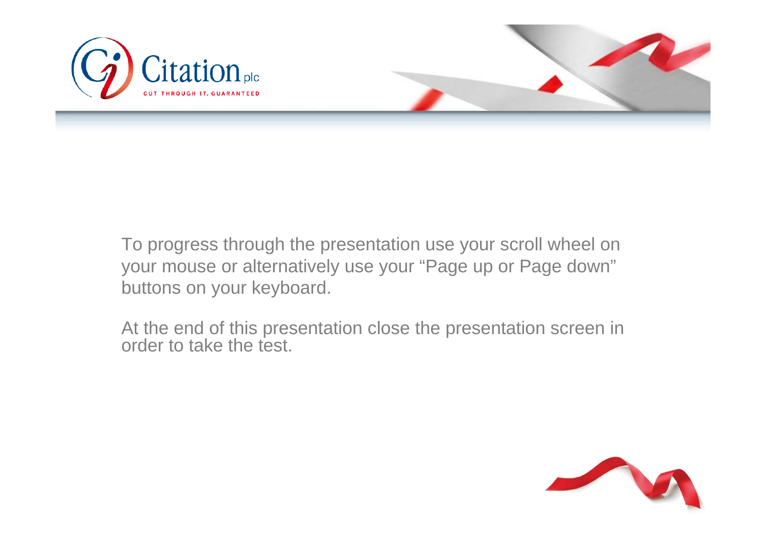Citation plc

CUT THROUGH IT, GUARANTEED

To progress through the presentation use your scroll wheel on your mouse or alternatively use your "Page up or Page down" buttons on your keyboard.

At the end of this presentation close the presentation screen in order to take the test.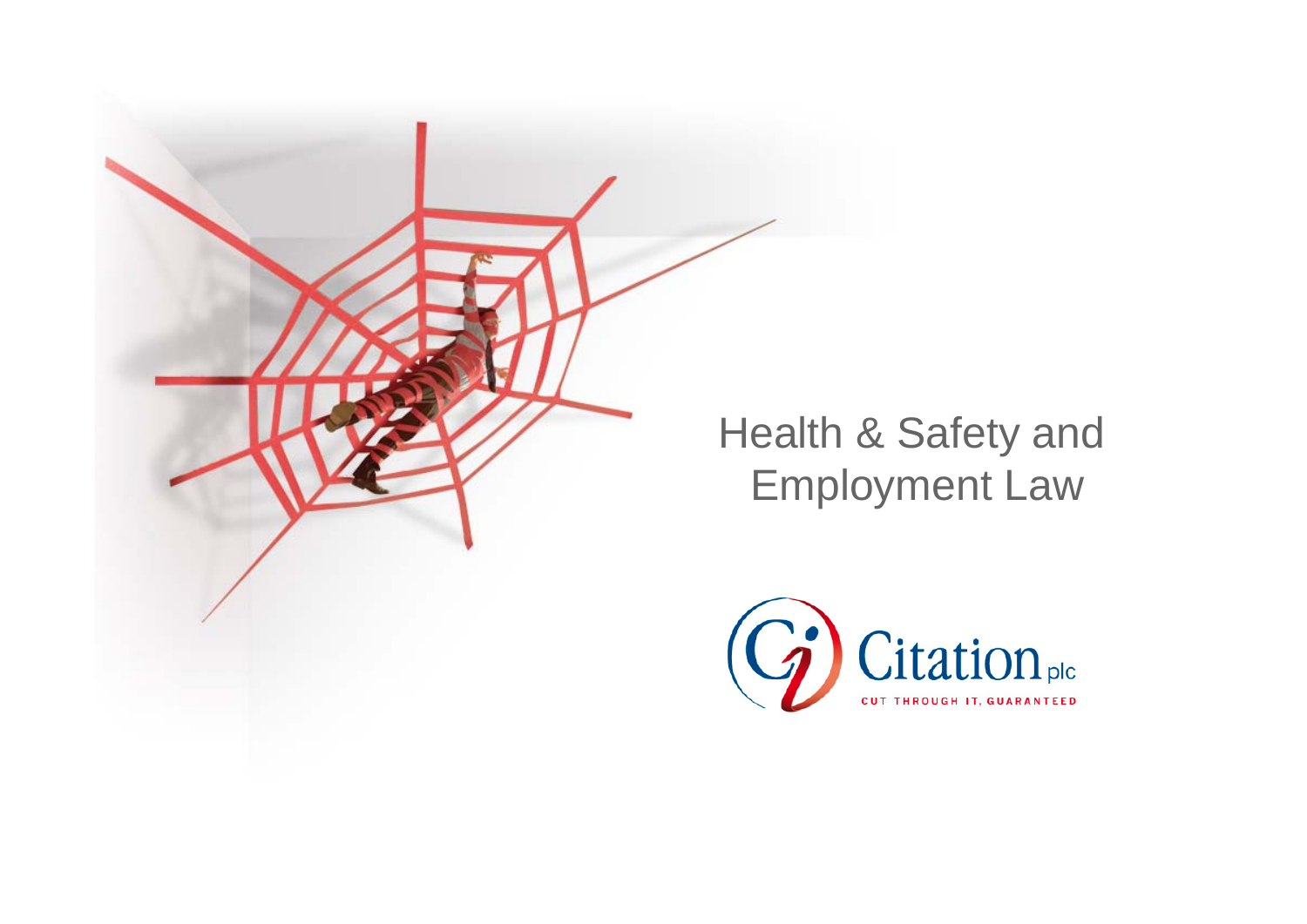# Health & Safety and Employment Law

Citation plc

CUT THROUGH IT, GUARANTEED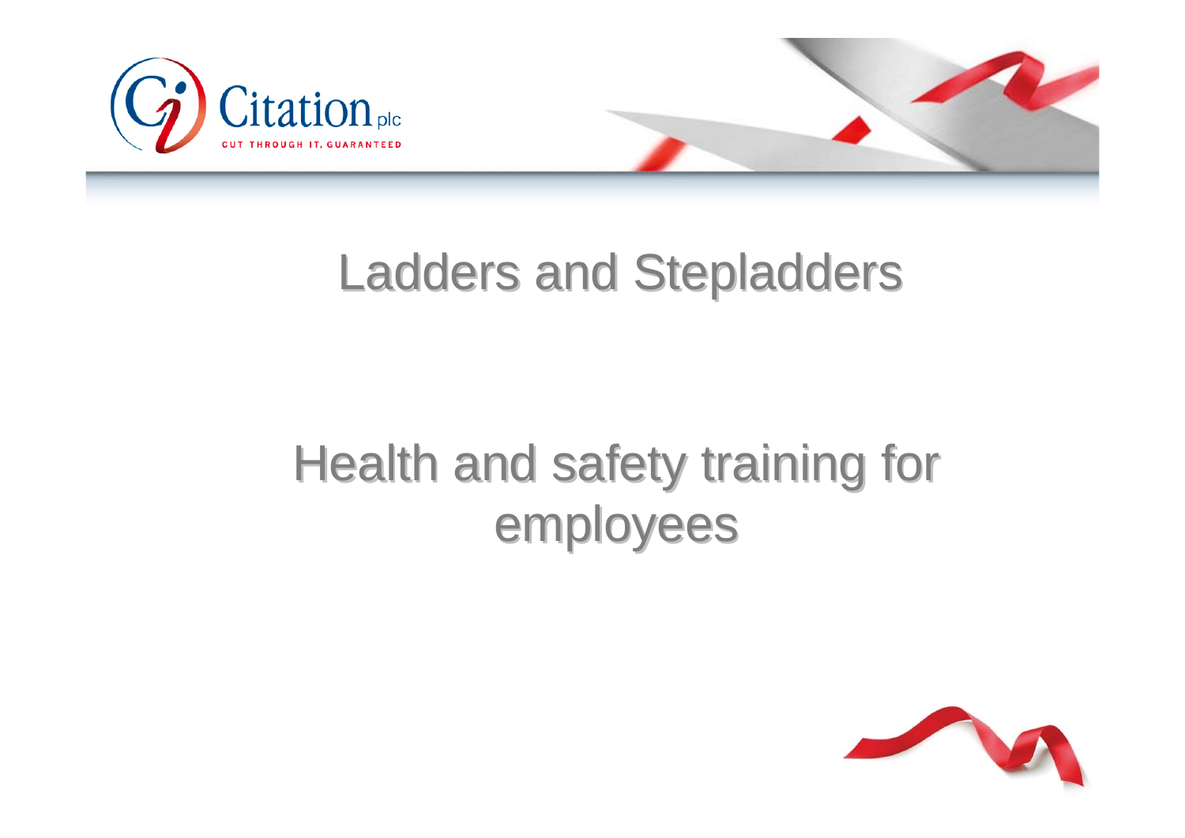# Ladders and Stepladders

## Health and safety training for employees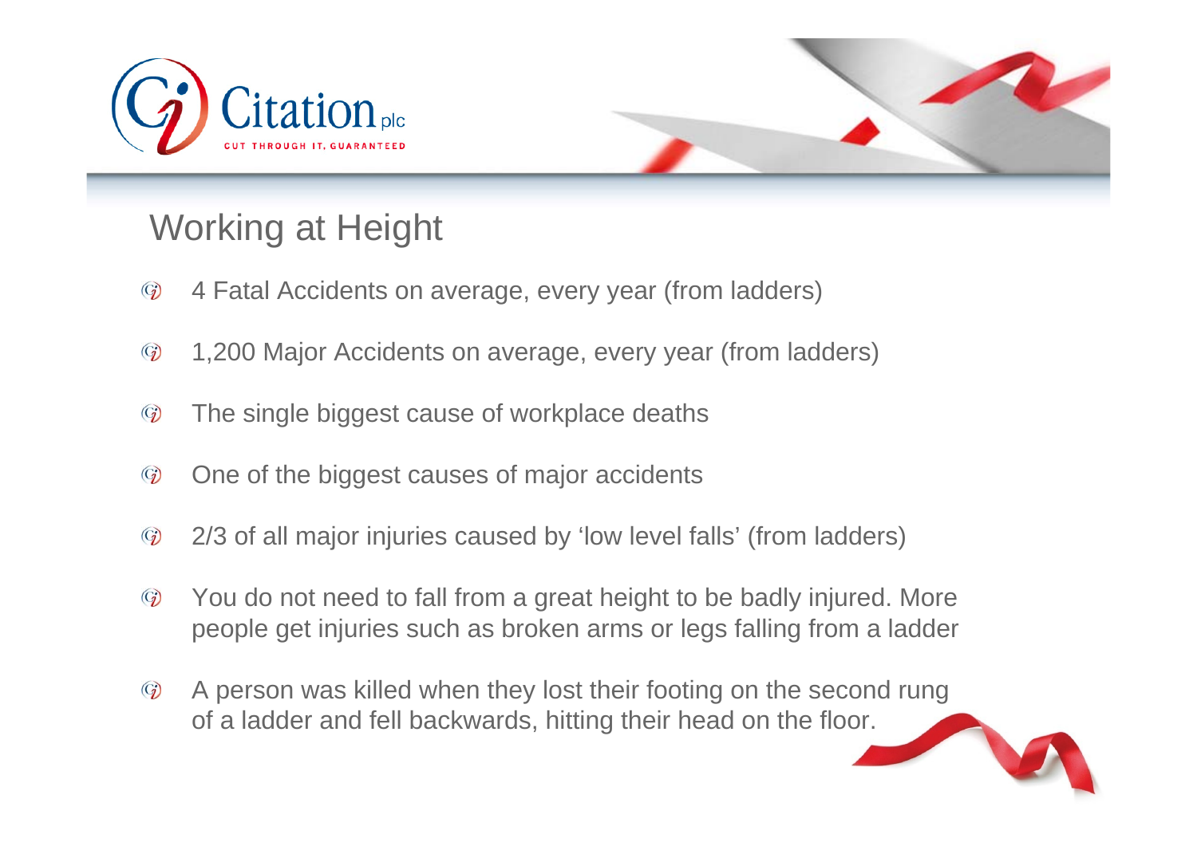# Working at Height

- 4 Fatal Accidents on average, every year (from ladders)
- 1,200 Major Accidents on average, every year (from ladders)
- The single biggest cause of workplace deaths
- One of the biggest causes of major accidents
- 2/3 of all major injuries caused by 'low level falls' (from ladders)
- You do not need to fall from a great height to be badly injured. More people get injuries such as broken arms or legs falling from a ladder
- A person was killed when they lost their footing on the second rung of a ladder and fell backwards, hitting their head on the floor.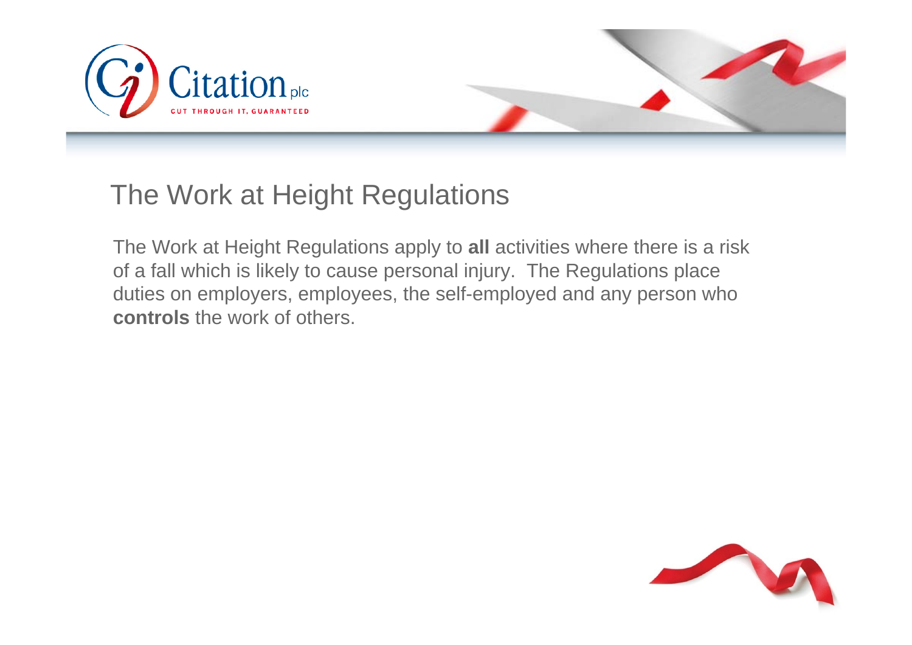# The Work at Height Regulations

The Work at Height Regulations apply to **all** activities where there is a risk of a fall which is likely to cause personal injury. The Regulations place duties on employers, employees, the self-employed and any person who **controls** the work of others.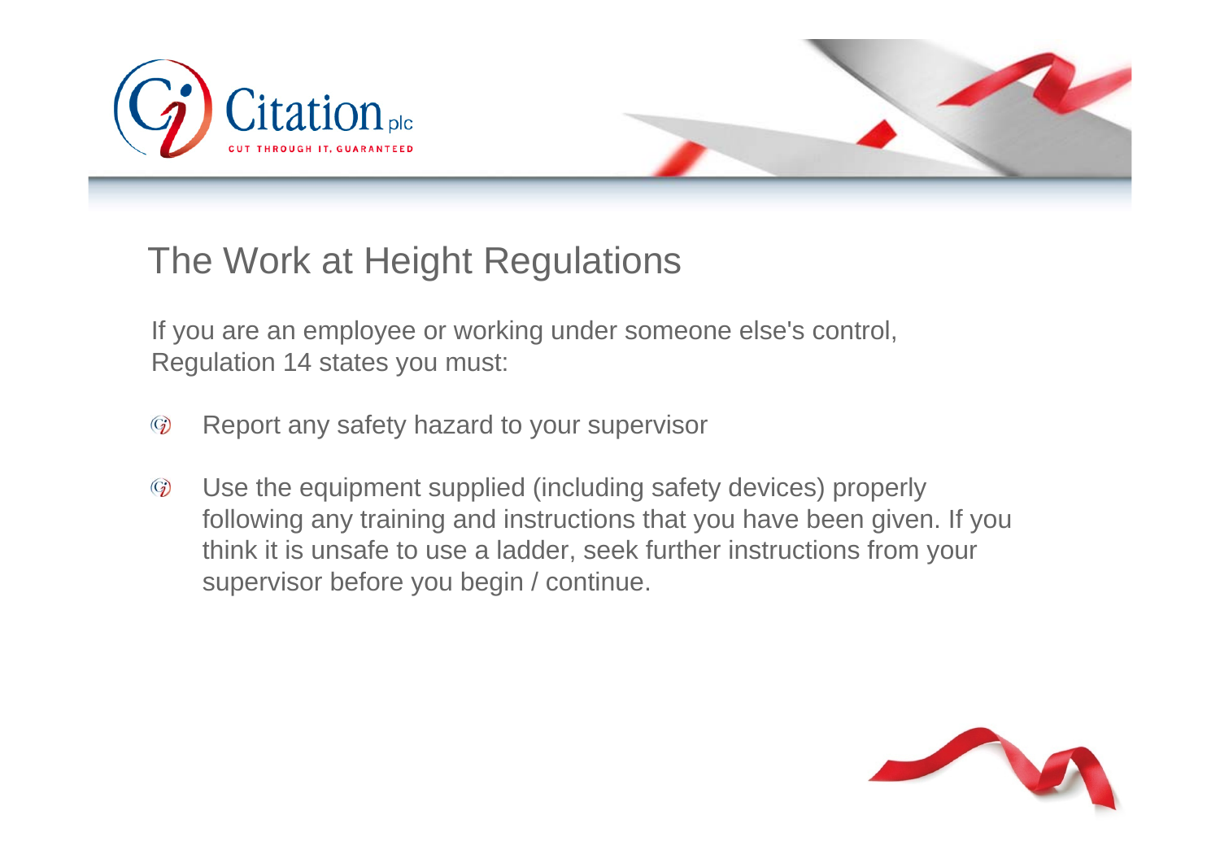# The Work at Height Regulations

If you are an employee or working under someone else's control, Regulation 14 states you must:

- Report any safety hazard to your supervisor
- Use the equipment supplied (including safety devices) properly following any training and instructions that you have been given. If you think it is unsafe to use a ladder, seek further instructions from your supervisor before you begin / continue.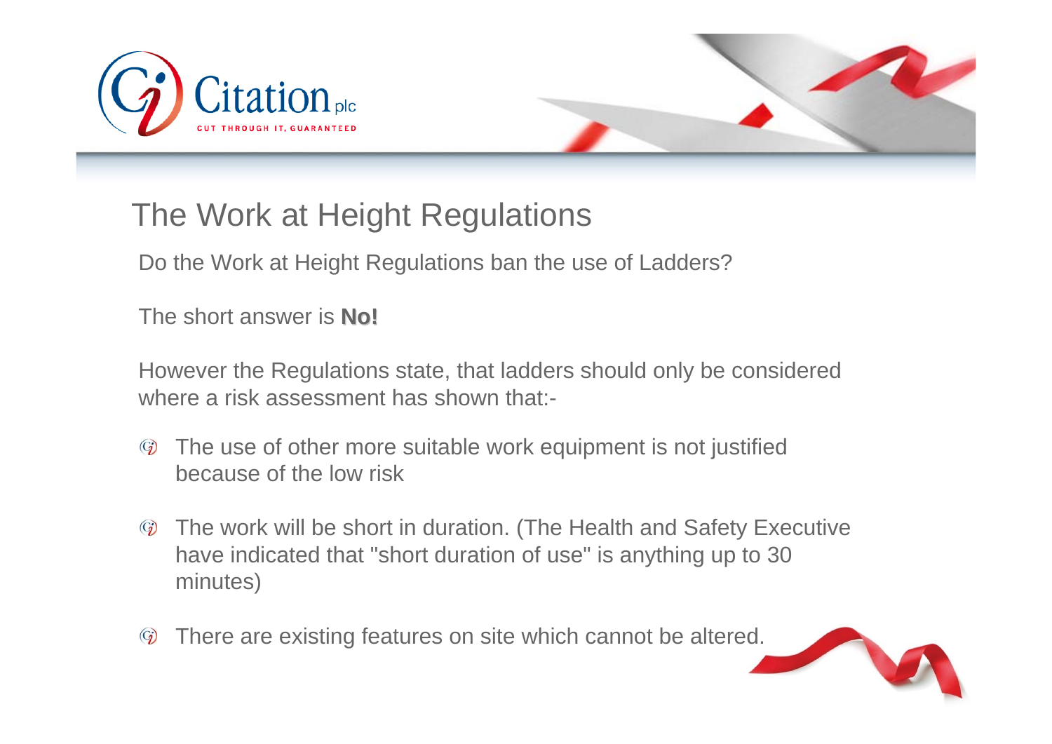# The Work at Height Regulations

Do the Work at Height Regulations ban the use of Ladders?

The short answer is **No!**

However the Regulations state, that ladders should only be considered where a risk assessment has shown that:-

- The use of other more suitable work equipment is not justified because of the low risk
- The work will be short in duration. (The Health and Safety Executive have indicated that "short duration of use" is anything up to 30 minutes)
- There are existing features on site which cannot be altered.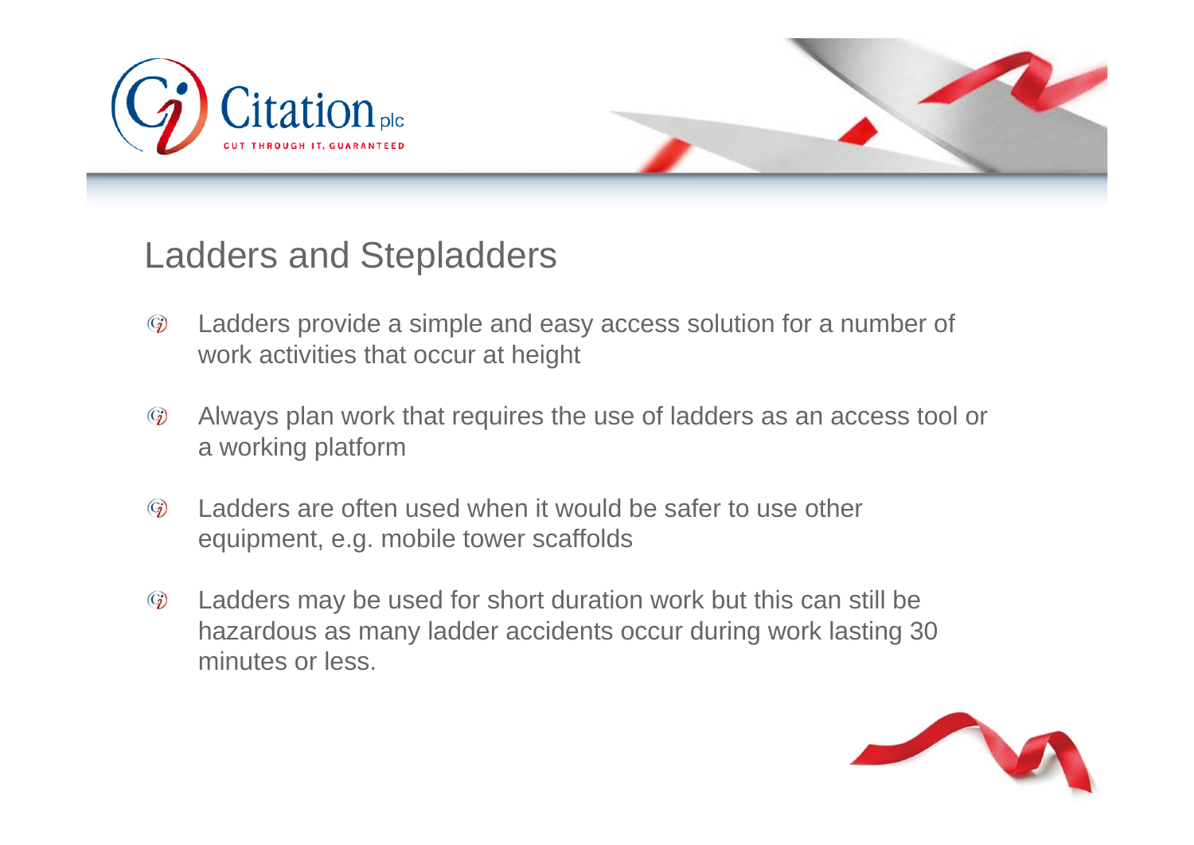## Ladders and Stepladders

- Ladders provide a simple and easy access solution for a number of work activities that occur at height
- Always plan work that requires the use of ladders as an access tool or a working platform
- Ladders are often used when it would be safer to use other equipment, e.g. mobile tower scaffolds
- Ladders may be used for short duration work but this can still be hazardous as many ladder accidents occur during work lasting 30 minutes or less.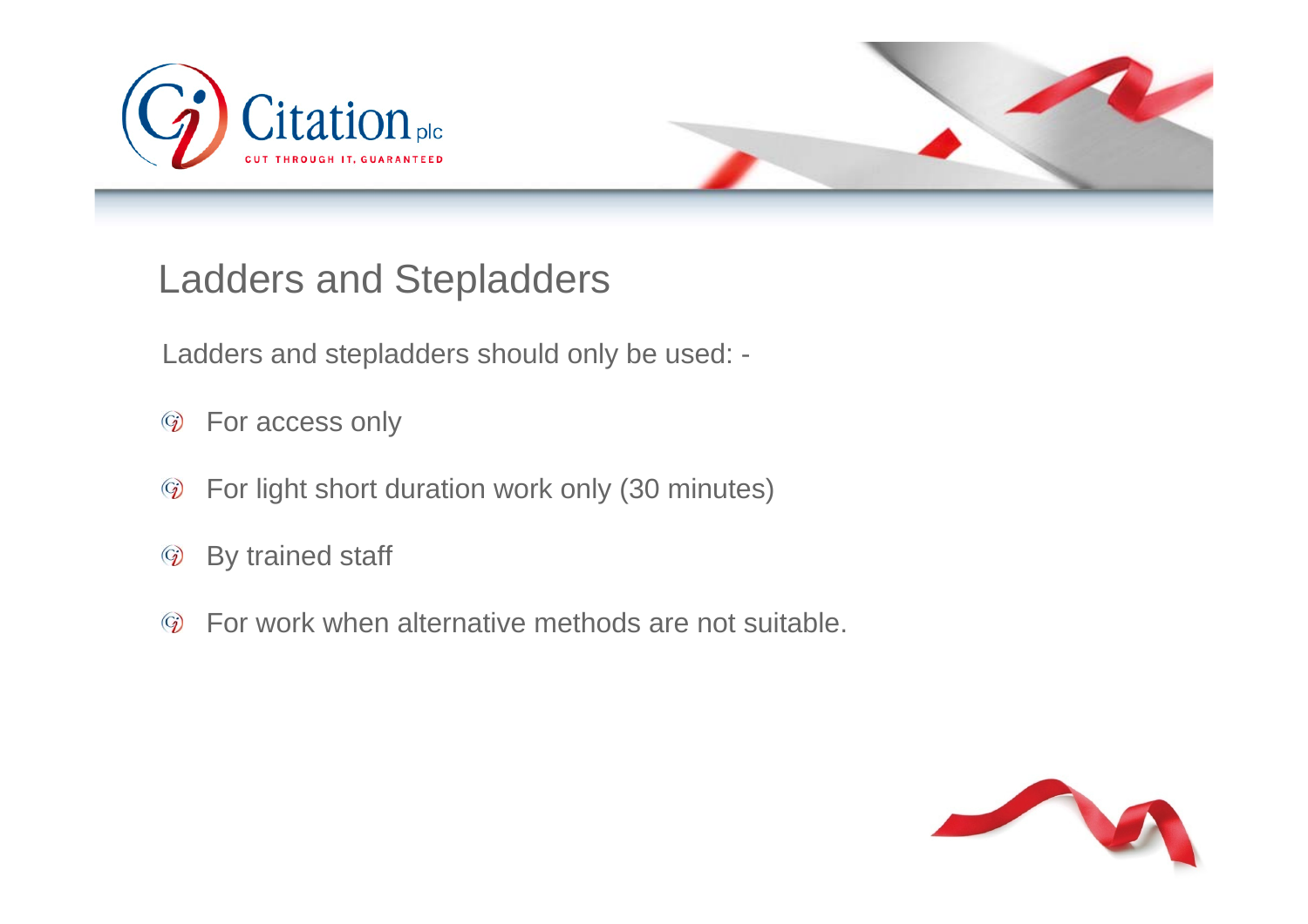## Ladders and Stepladders

Ladders and stepladders should only be used: -

- For access only
- For light short duration work only (30 minutes)
- By trained staff
- For work when alternative methods are not suitable.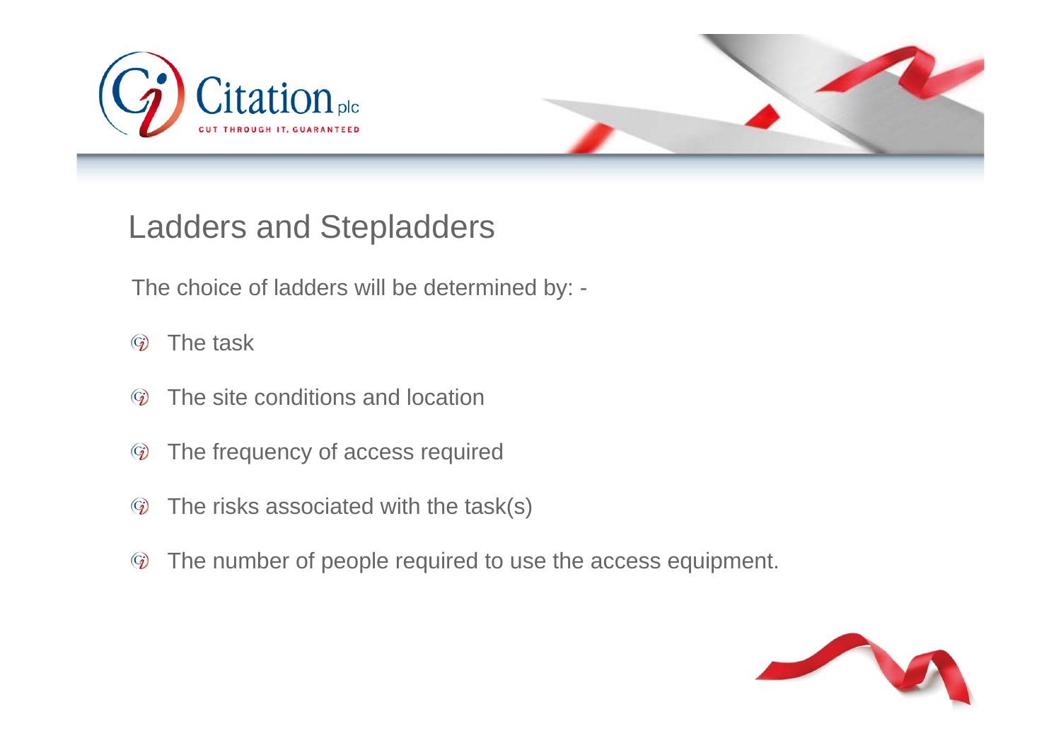# Ladders and Stepladders

The choice of ladders will be determined by: -

- The task
- The site conditions and location
- The frequency of access required
- The risks associated with the task(s)
- The number of people required to use the access equipment.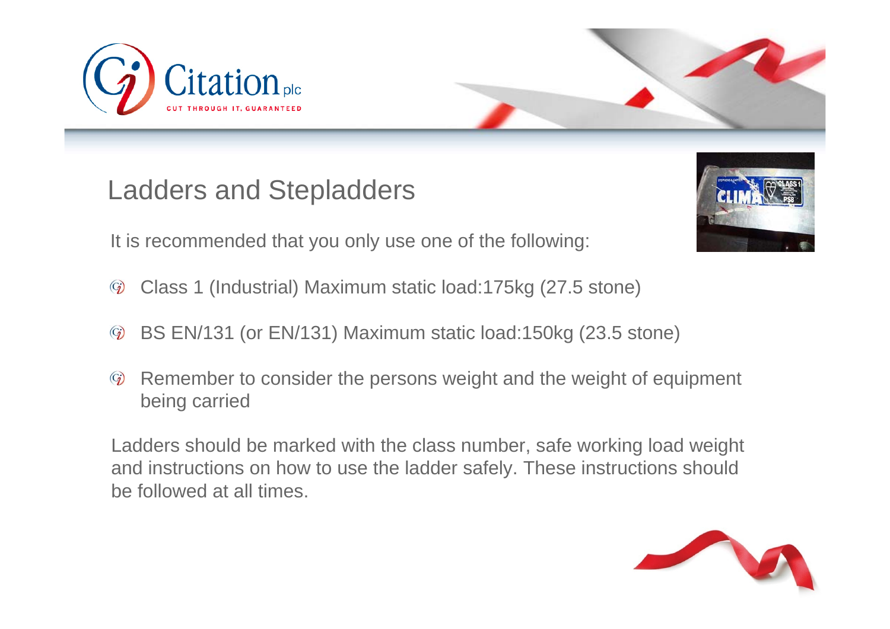## Ladders and Stepladders

It is recommended that you only use one of the following:

- Class 1 (Industrial) Maximum static load:175kg (27.5 stone)
- BS EN/131 (or EN/131) Maximum static load:150kg (23.5 stone)
- Remember to consider the persons weight and the weight of equipment being carried

Ladders should be marked with the class number, safe working load weight and instructions on how to use the ladder safely. These instructions should be followed at all times.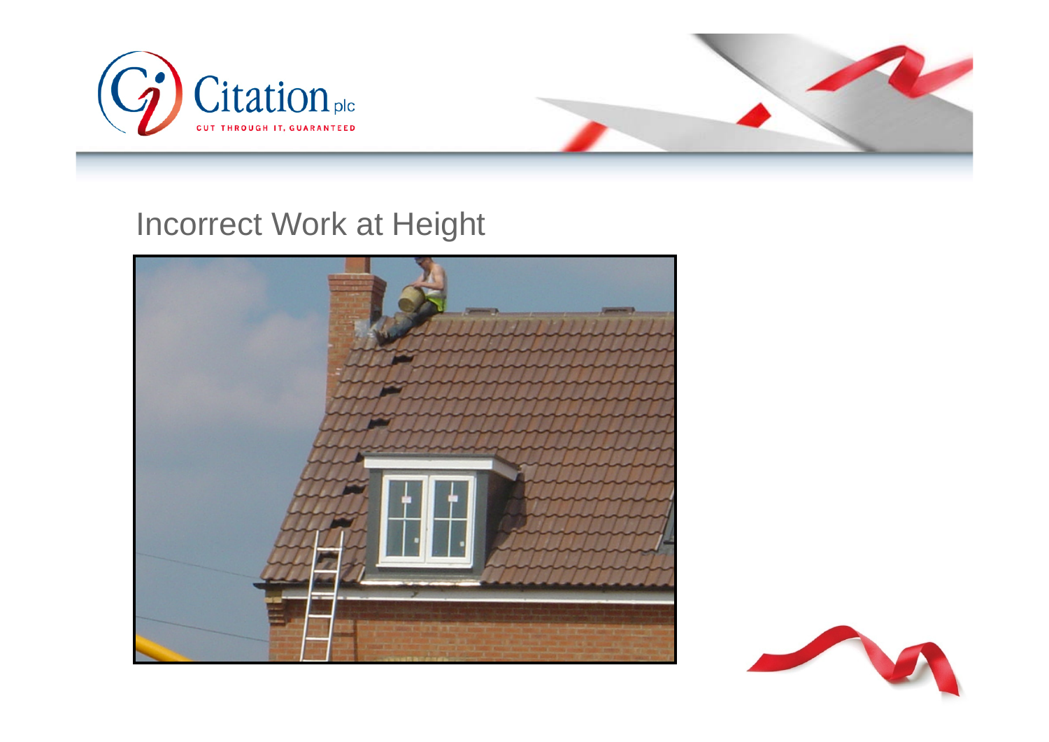# Incorrect Work at Height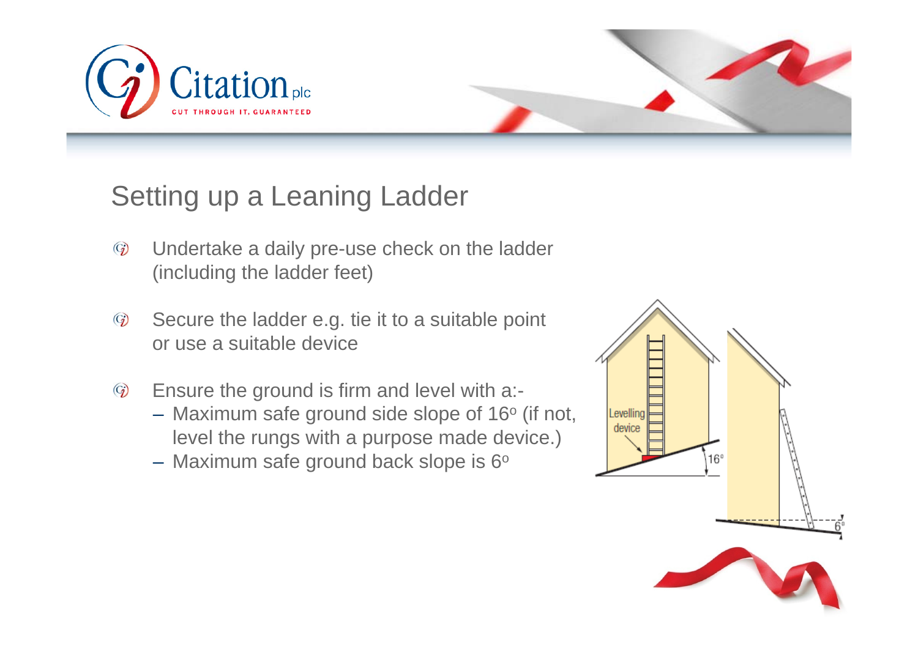## Setting up a Leaning Ladder

- Undertake a daily pre-use check on the ladder (including the ladder feet)
- Secure the ladder e.g. tie it to a suitable point or use a suitable device
- Ensure the ground is firm and level with a:-
  - Maximum safe ground side slope of 16º (if not, level the rungs with a purpose made device.)
  - Maximum safe ground back slope is 6º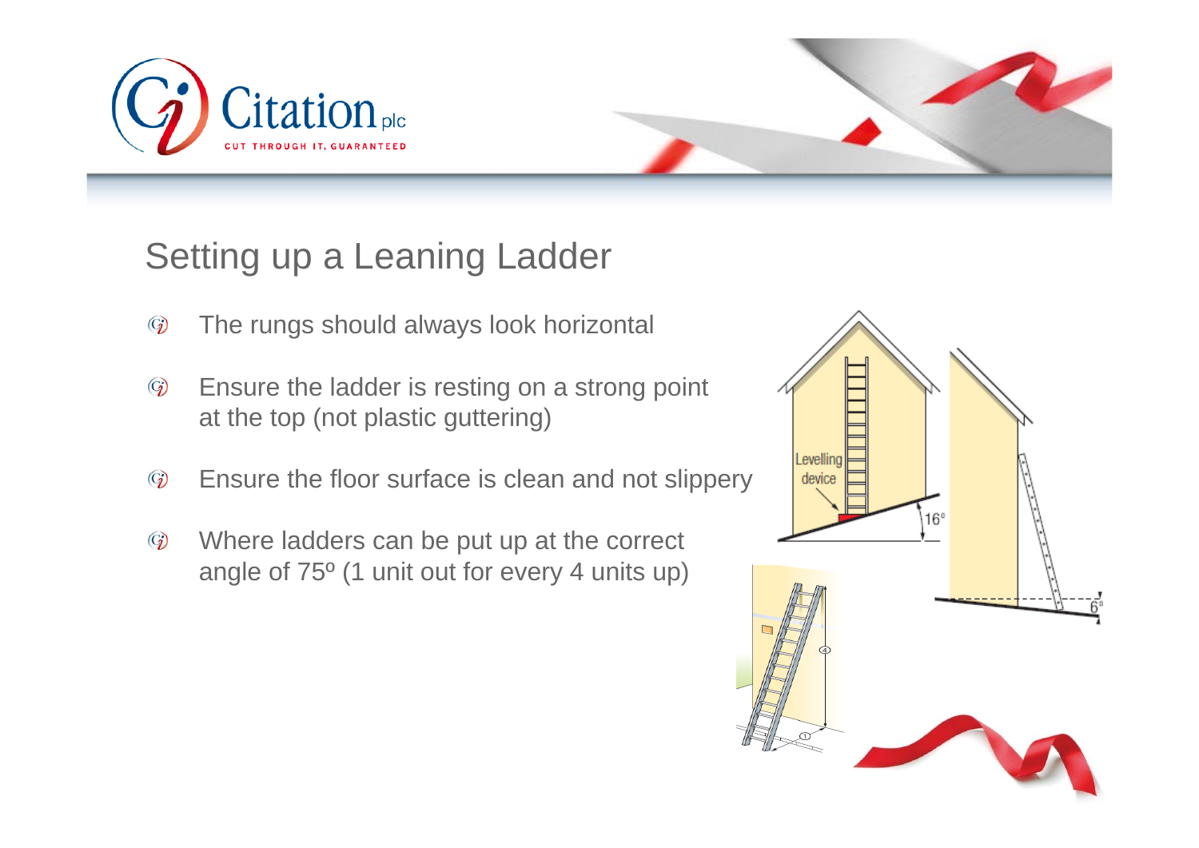## Setting up a Leaning Ladder

- The rungs should always look horizontal
- Ensure the ladder is resting on a strong point at the top (not plastic guttering)
- Ensure the floor surface is clean and not slippery
- Where ladders can be put up at the correct angle of 75º (1 unit out for every 4 units up)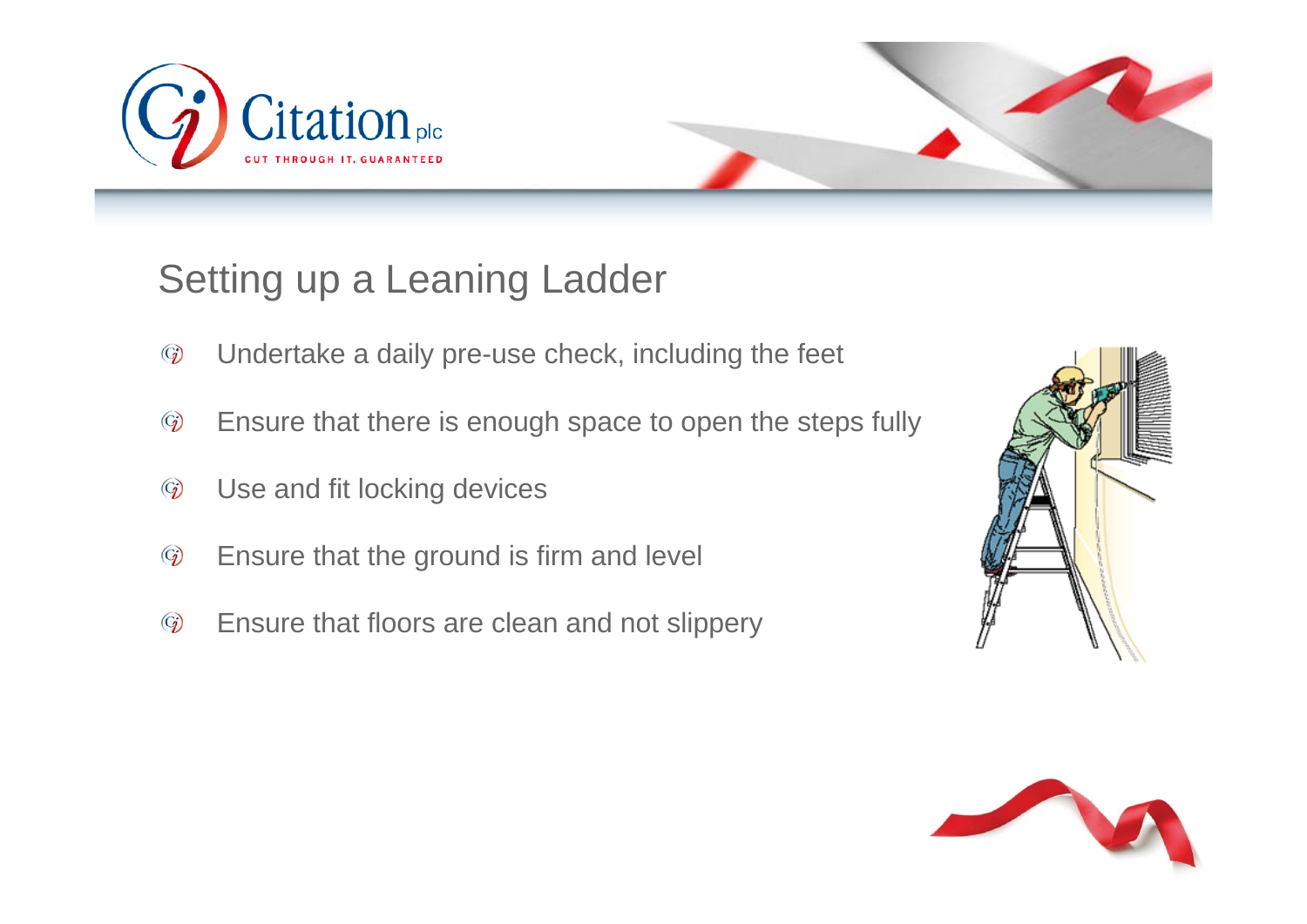## Setting up a Leaning Ladder

- Undertake a daily pre-use check, including the feet
- Ensure that there is enough space to open the steps fully
- Use and fit locking devices
- Ensure that the ground is firm and level
- Ensure that floors are clean and not slippery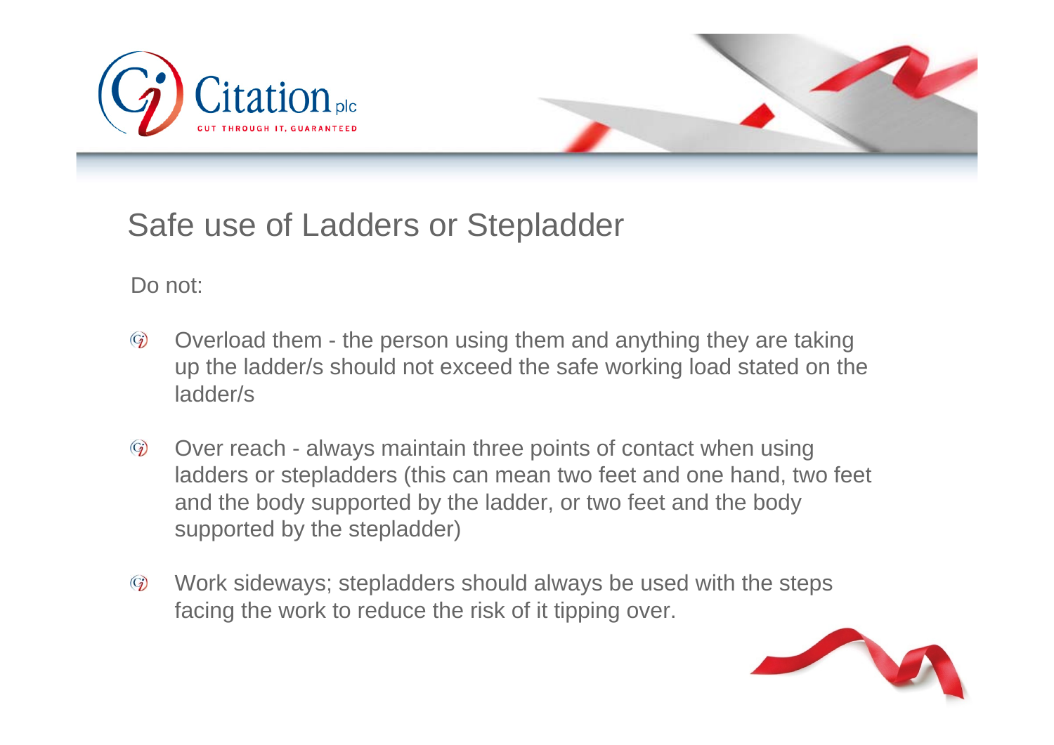## Safe use of Ladders or Stepladder

Do not:

- Overload them - the person using them and anything they are taking up the ladder/s should not exceed the safe working load stated on the ladder/s
- Over reach - always maintain three points of contact when using ladders or stepladders (this can mean two feet and one hand, two feet and the body supported by the ladder, or two feet and the body supported by the stepladder)
- Work sideways; stepladders should always be used with the steps facing the work to reduce the risk of it tipping over.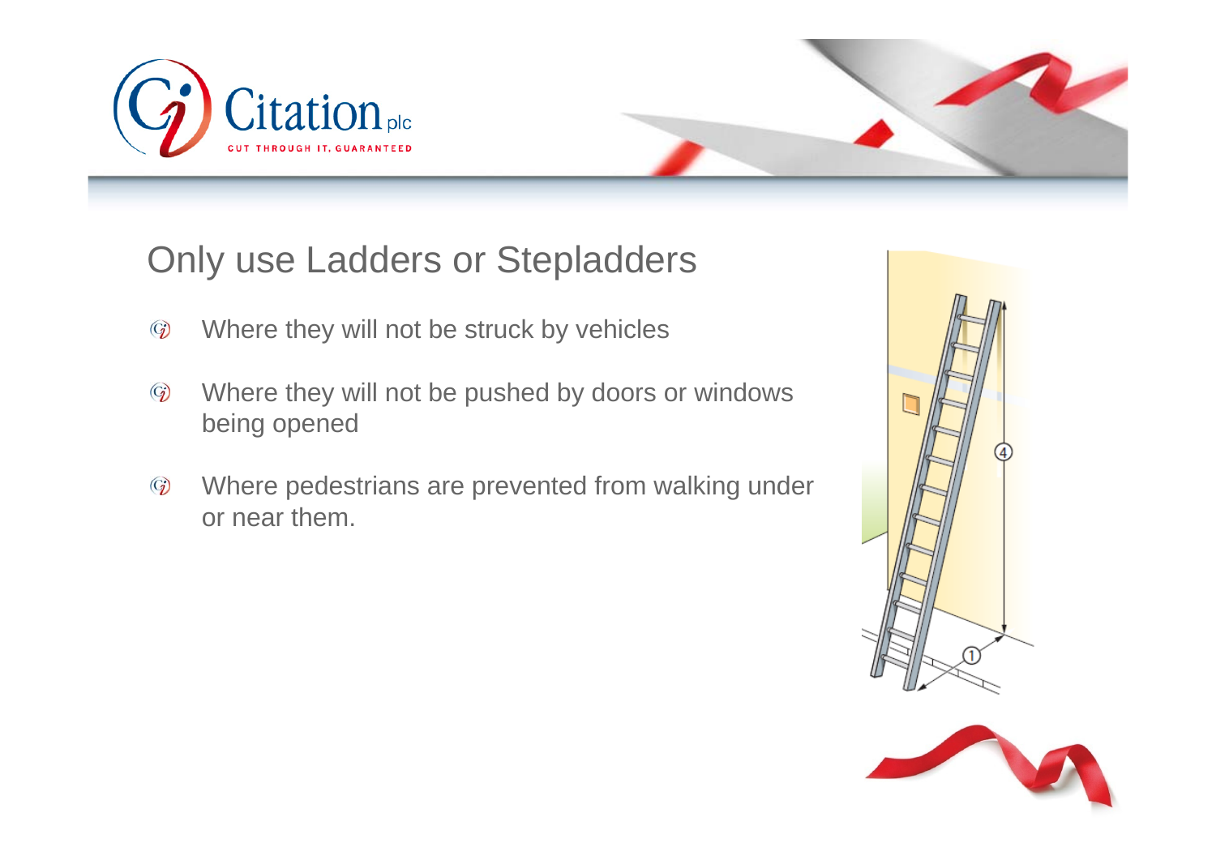## Only use Ladders or Stepladders

- Where they will not be struck by vehicles
- Where they will not be pushed by doors or windows being opened
- Where pedestrians are prevented from walking under or near them.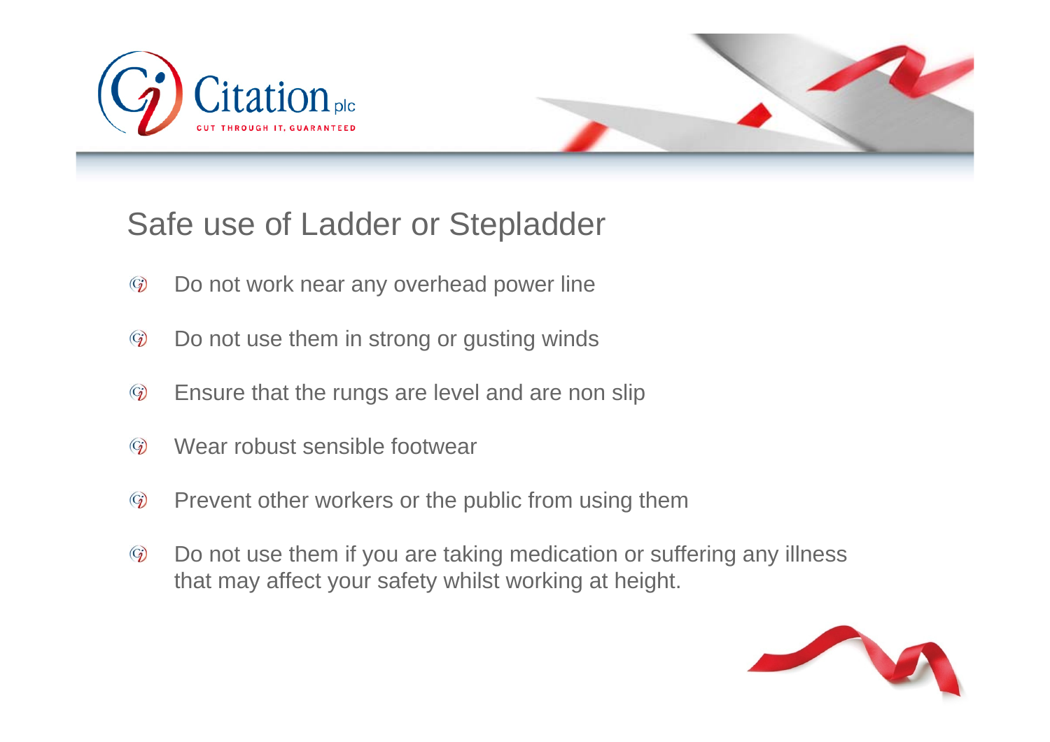## Safe use of Ladder or Stepladder

- Do not work near any overhead power line
- Do not use them in strong or gusting winds
- Ensure that the rungs are level and are non slip
- Wear robust sensible footwear
- Prevent other workers or the public from using them
- Do not use them if you are taking medication or suffering any illness that may affect your safety whilst working at height.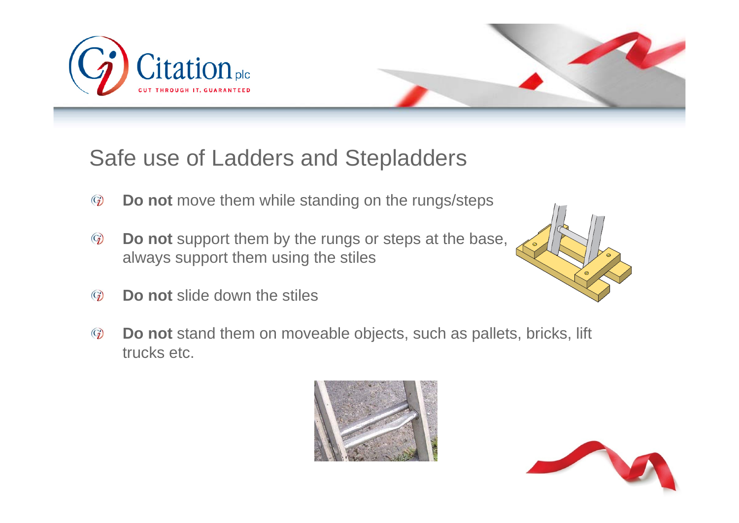# Safe use of Ladders and Stepladders

- **Do not** move them while standing on the rungs/steps
- **Do not** support them by the rungs or steps at the base, always support them using the stiles
- **Do not** slide down the stiles
- **Do not** stand them on moveable objects, such as pallets, bricks, lift trucks etc.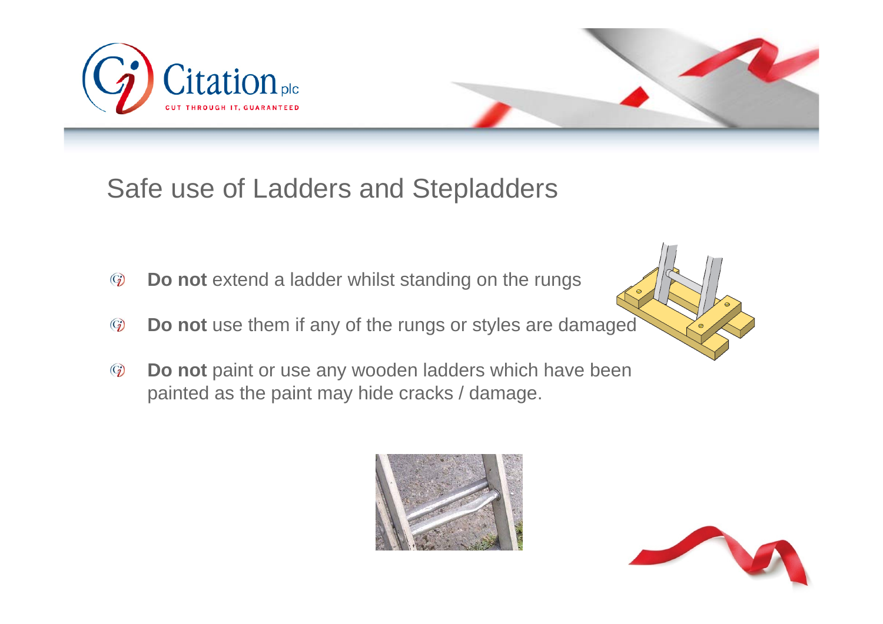## Safe use of Ladders and Stepladders

- **Do not** extend a ladder whilst standing on the rungs
- **Do not** use them if any of the rungs or styles are damaged
- **Do not** paint or use any wooden ladders which have been painted as the paint may hide cracks / damage.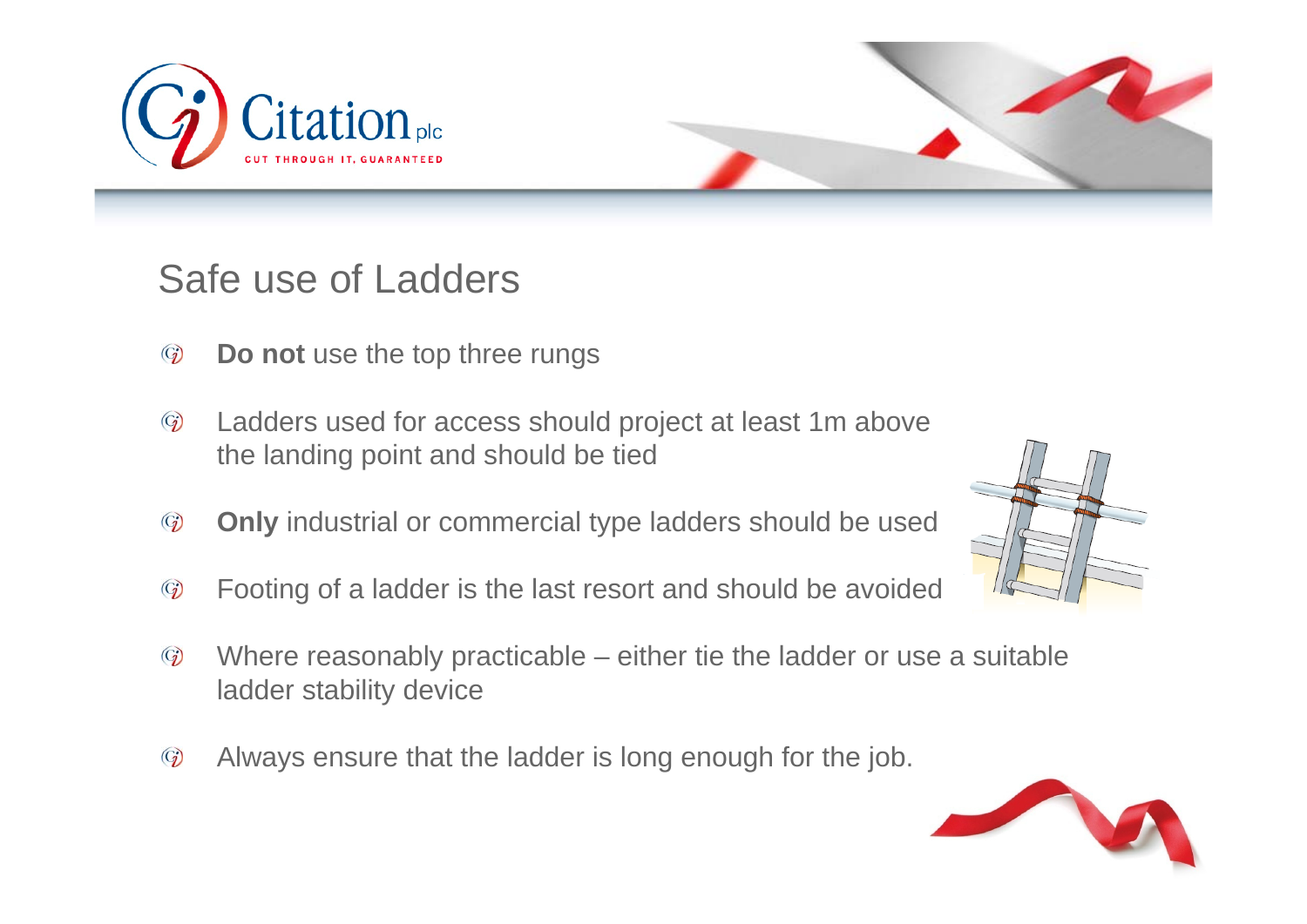## Safe use of Ladders

- **Do not** use the top three rungs
- Ladders used for access should project at least 1m above the landing point and should be tied
- **Only** industrial or commercial type ladders should be used
- Footing of a ladder is the last resort and should be avoided
- Where reasonably practicable – either tie the ladder or use a suitable ladder stability device
- Always ensure that the ladder is long enough for the job.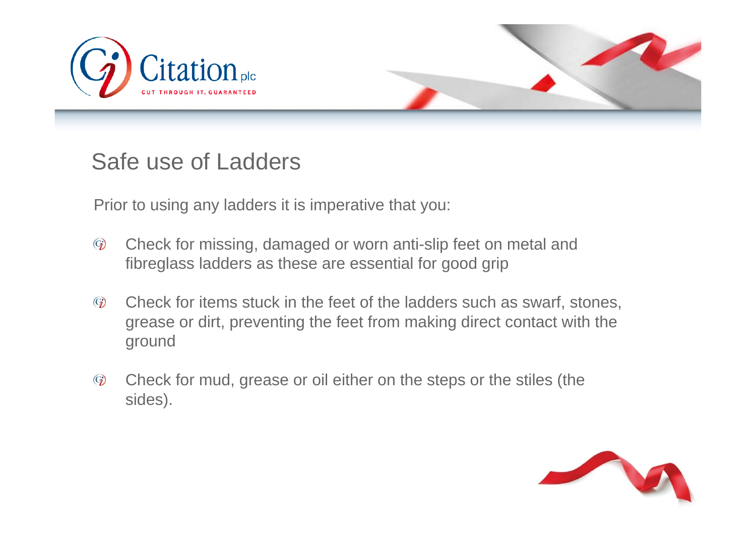# Safe use of Ladders

Prior to using any ladders it is imperative that you:

- Check for missing, damaged or worn anti-slip feet on metal and fibreglass ladders as these are essential for good grip
- Check for items stuck in the feet of the ladders such as swarf, stones, grease or dirt, preventing the feet from making direct contact with the ground
- Check for mud, grease or oil either on the steps or the stiles (the sides).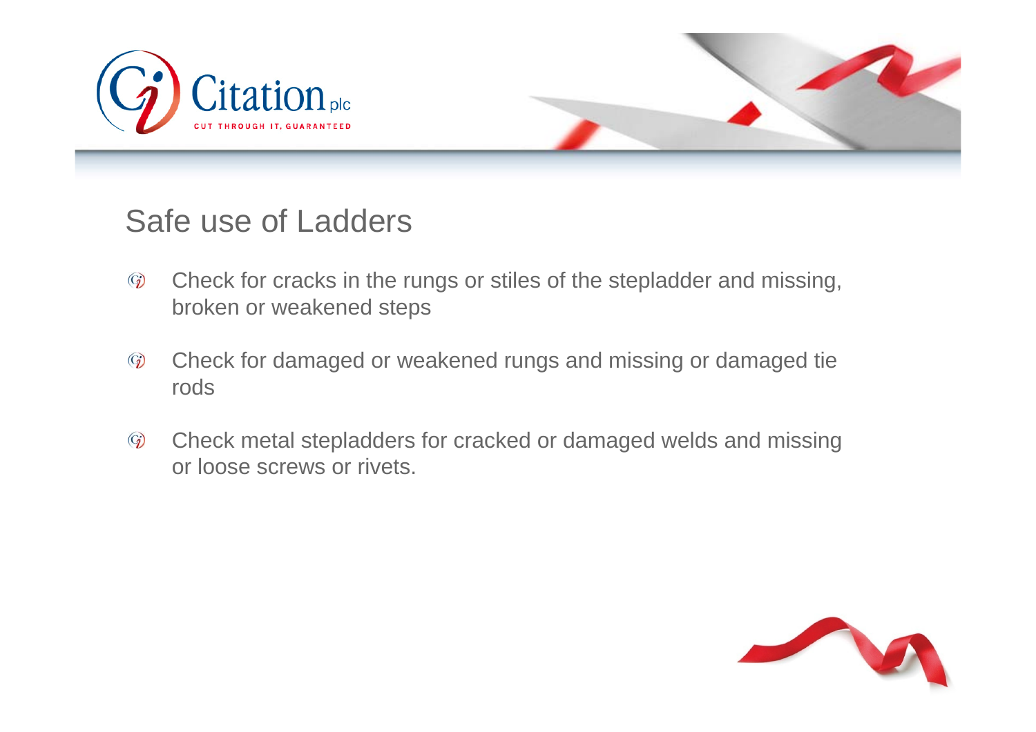## Safe use of Ladders

- Check for cracks in the rungs or stiles of the stepladder and missing, broken or weakened steps
- Check for damaged or weakened rungs and missing or damaged tie rods
- Check metal stepladders for cracked or damaged welds and missing or loose screws or rivets.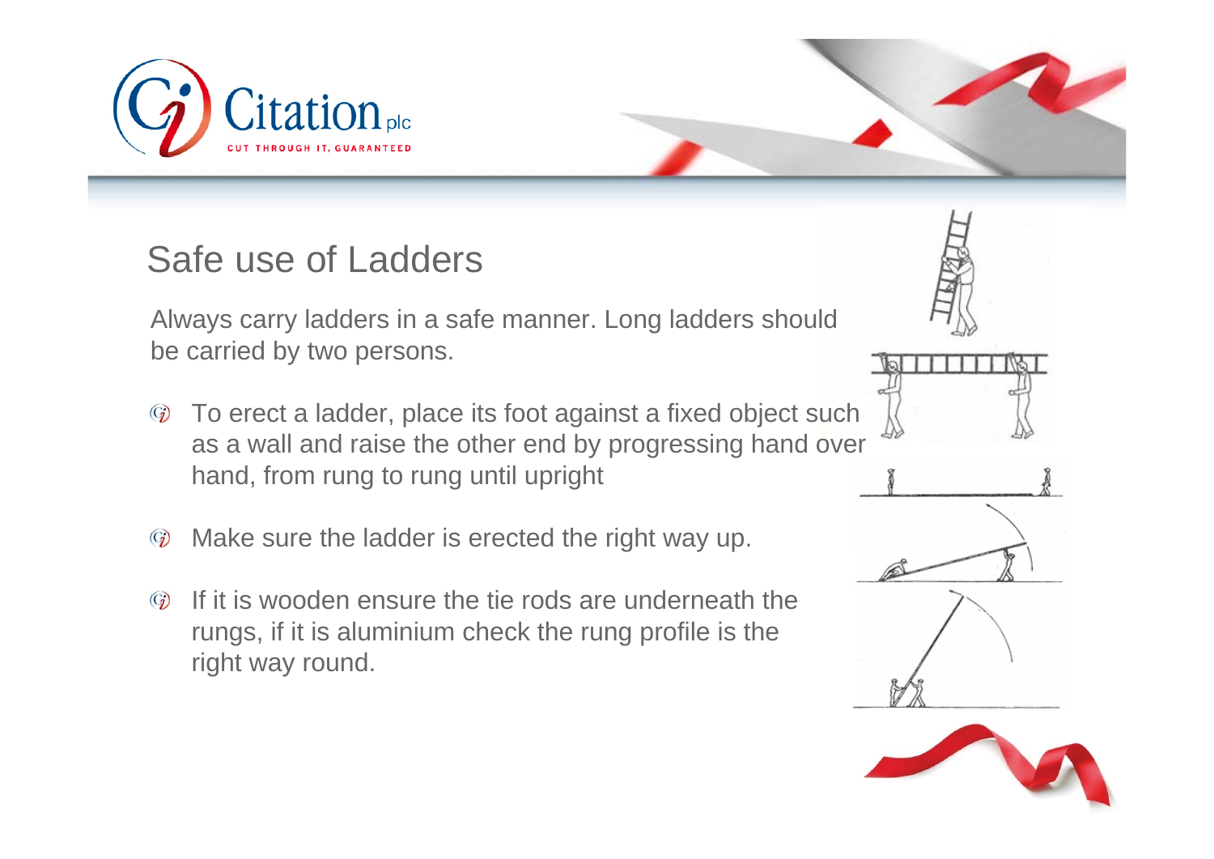# Safe use of Ladders

Always carry ladders in a safe manner. Long ladders should be carried by two persons.

- To erect a ladder, place its foot against a fixed object such as a wall and raise the other end by progressing hand over hand, from rung to rung until upright
- Make sure the ladder is erected the right way up.
- If it is wooden ensure the tie rods are underneath the rungs, if it is aluminium check the rung profile is the right way round.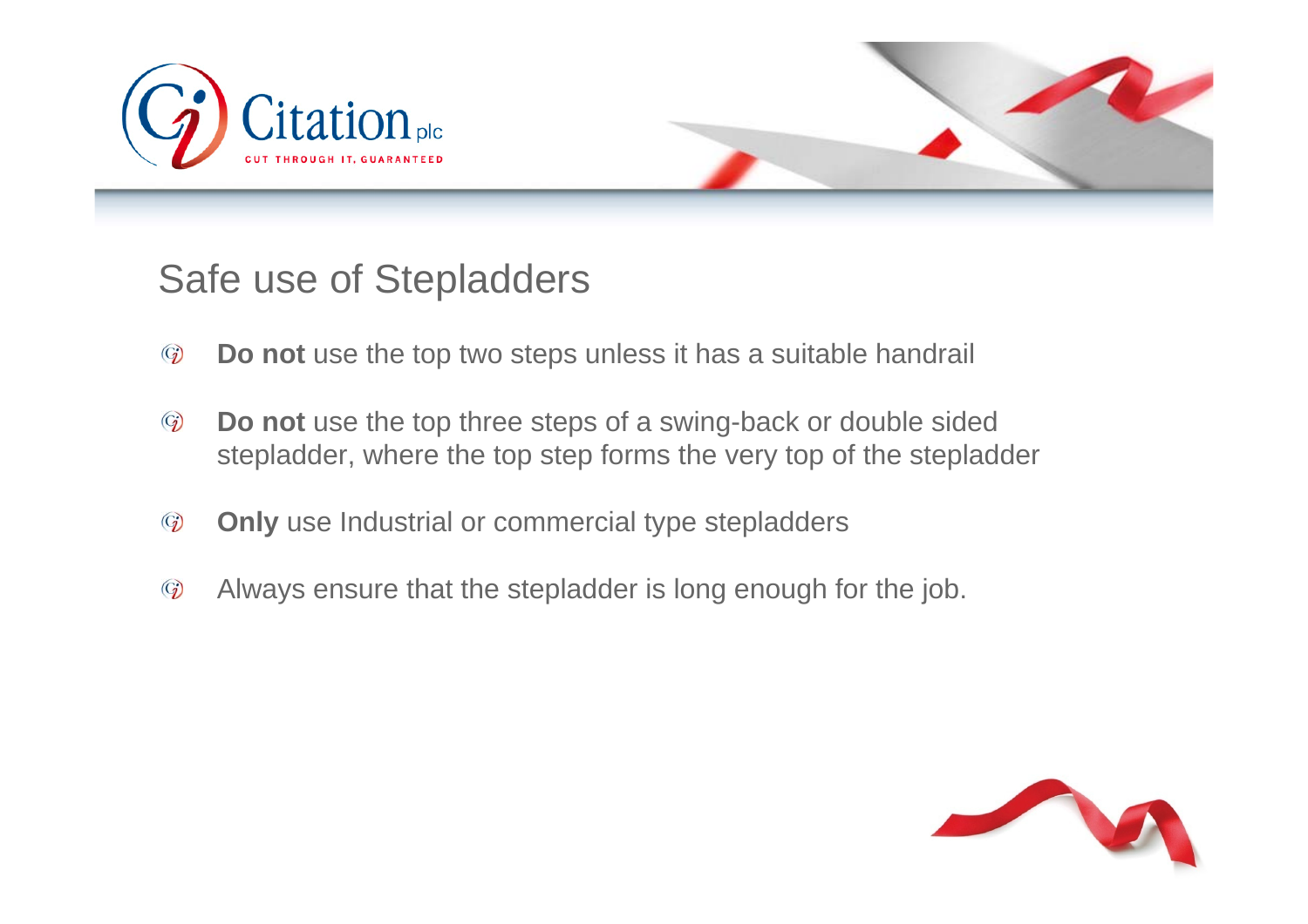## Safe use of Stepladders

- **Do not** use the top two steps unless it has a suitable handrail
- **Do not** use the top three steps of a swing-back or double sided stepladder, where the top step forms the very top of the stepladder
- **Only** use Industrial or commercial type stepladders
- Always ensure that the stepladder is long enough for the job.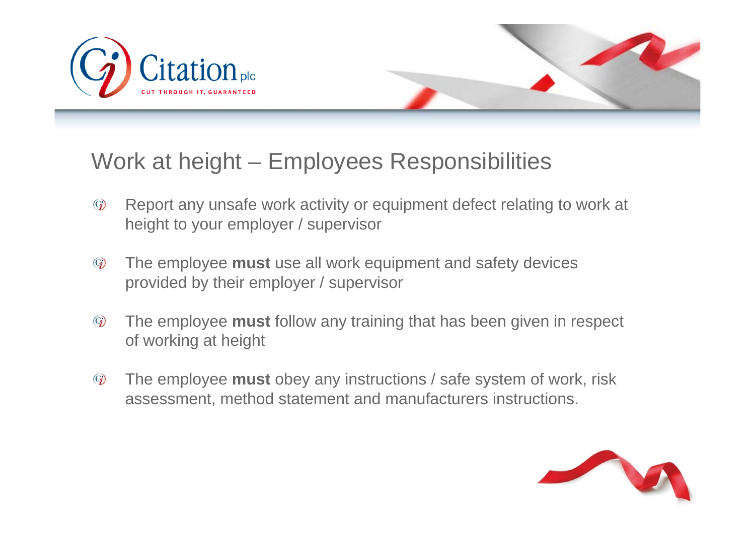# Work at height – Employees Responsibilities

- Report any unsafe work activity or equipment defect relating to work at height to your employer / supervisor
- The employee **must** use all work equipment and safety devices provided by their employer / supervisor
- The employee **must** follow any training that has been given in respect of working at height
- The employee **must** obey any instructions / safe system of work, risk assessment, method statement and manufacturers instructions.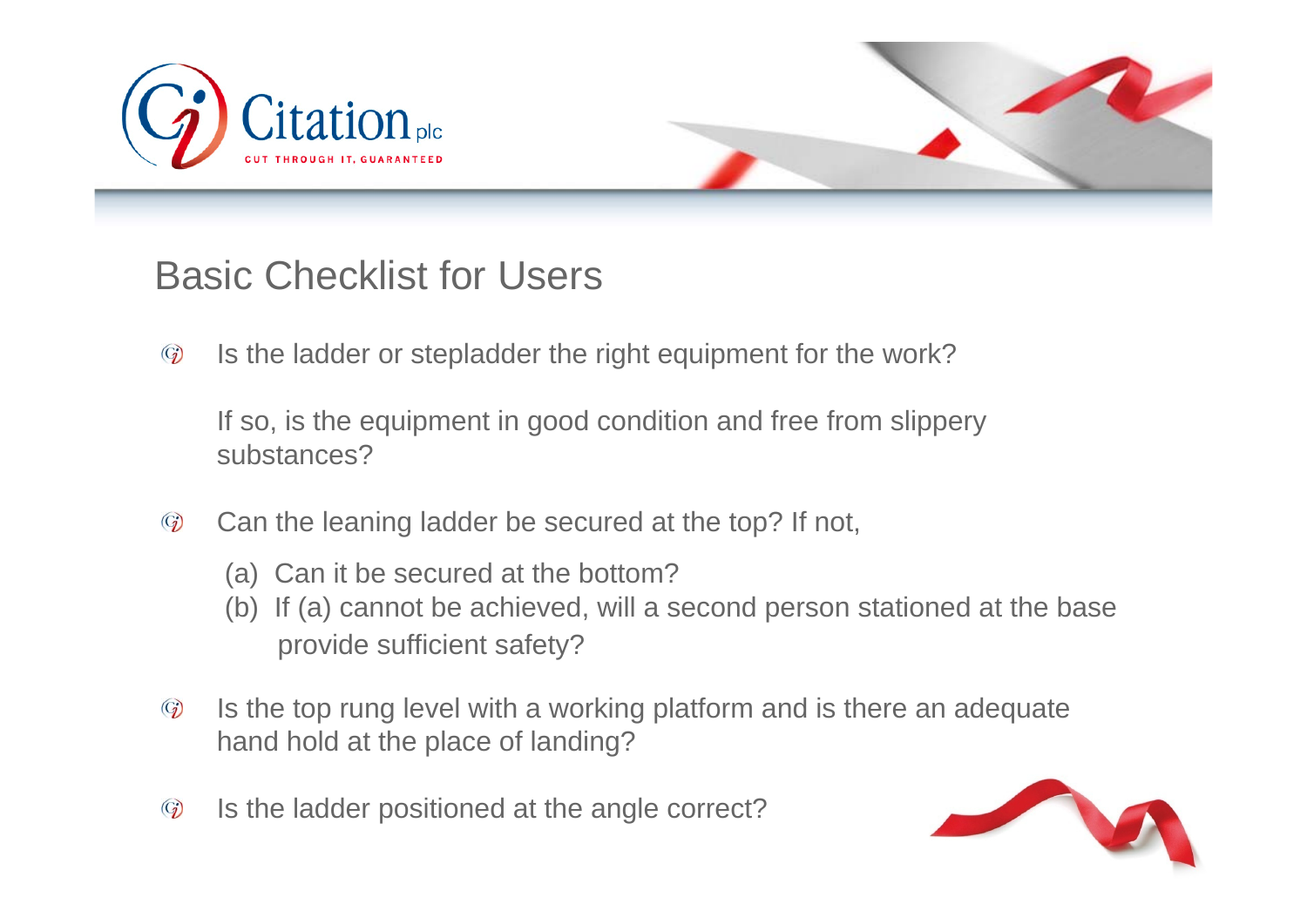## Basic Checklist for Users

- Is the ladder or stepladder the right equipment for the work?

  If so, is the equipment in good condition and free from slippery substances?

- Can the leaning ladder be secured at the top? If not,

  (a) Can it be secured at the bottom?
  (b) If (a) cannot be achieved, will a second person stationed at the base provide sufficient safety?

- Is the top rung level with a working platform and is there an adequate hand hold at the place of landing?

- Is the ladder positioned at the angle correct?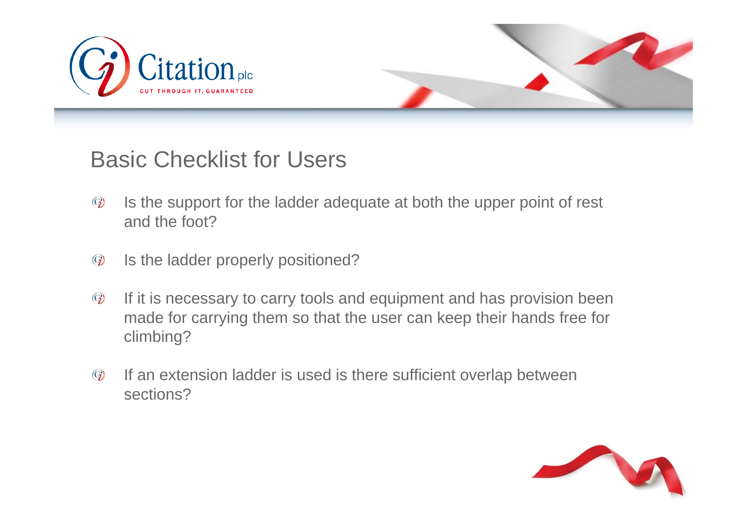## Basic Checklist for Users

- Is the support for the ladder adequate at both the upper point of rest and the foot?
- Is the ladder properly positioned?
- If it is necessary to carry tools and equipment and has provision been made for carrying them so that the user can keep their hands free for climbing?
- If an extension ladder is used is there sufficient overlap between sections?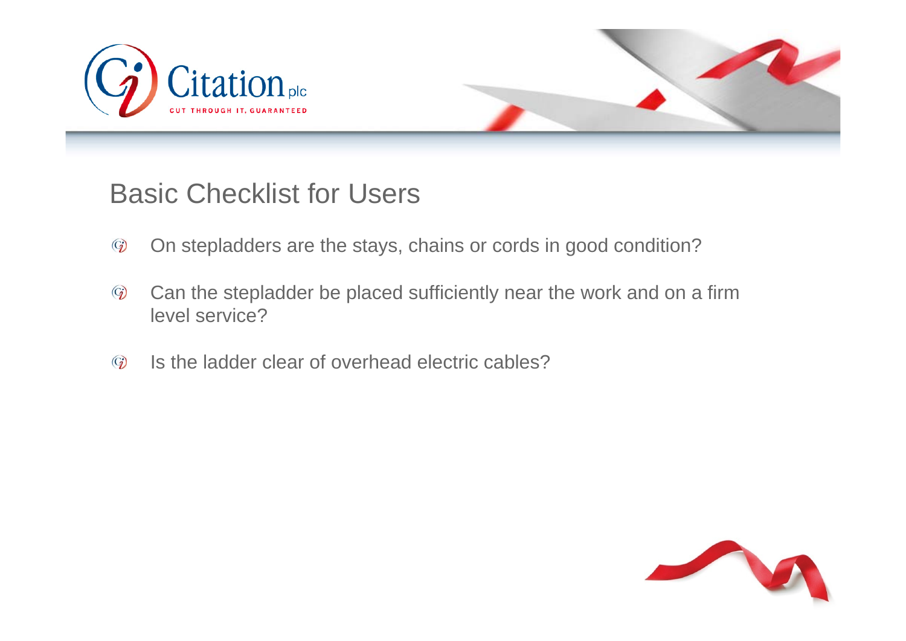## Basic Checklist for Users

- On stepladders are the stays, chains or cords in good condition?
- Can the stepladder be placed sufficiently near the work and on a firm level service?
- Is the ladder clear of overhead electric cables?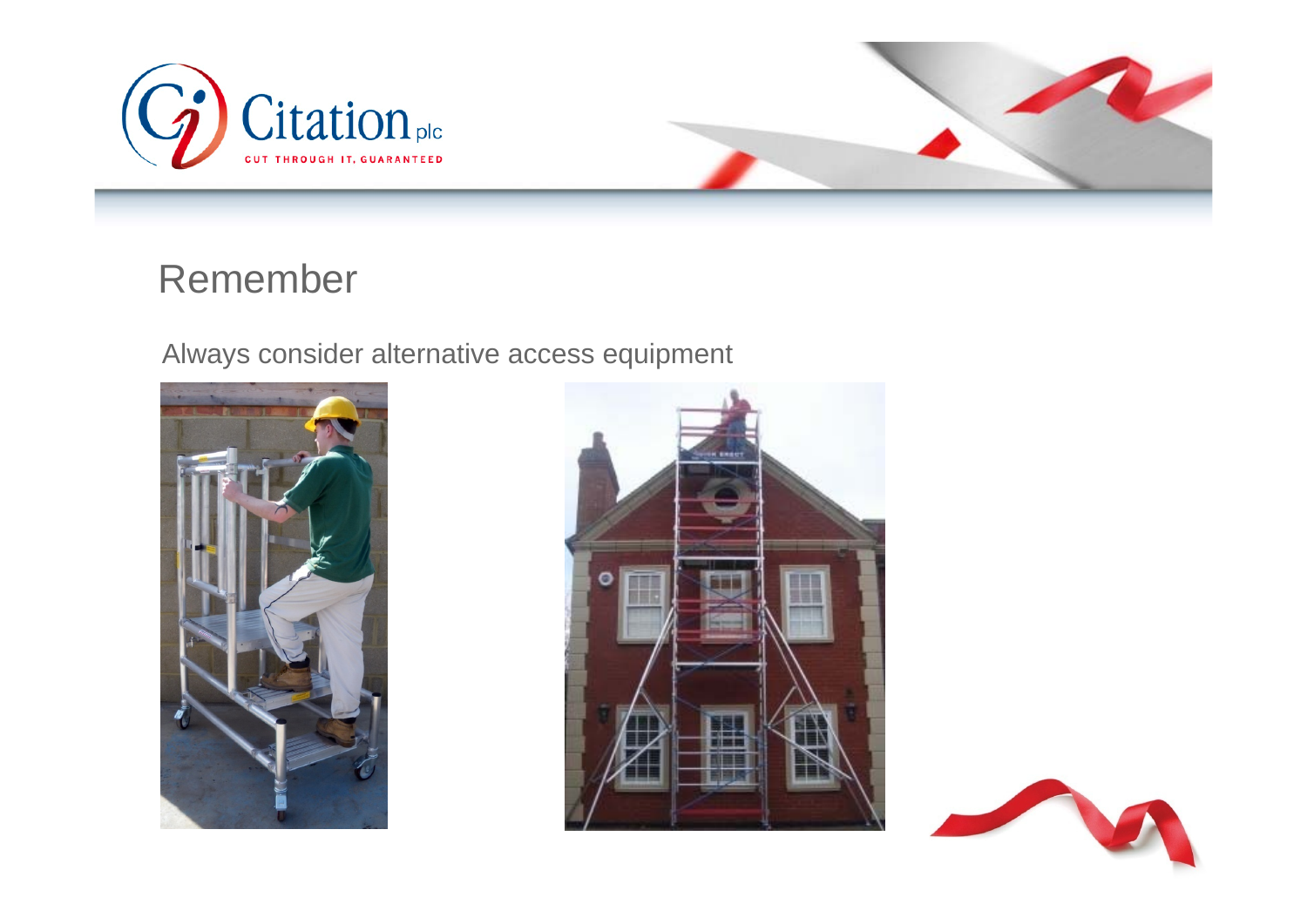# Remember

Always consider alternative access equipment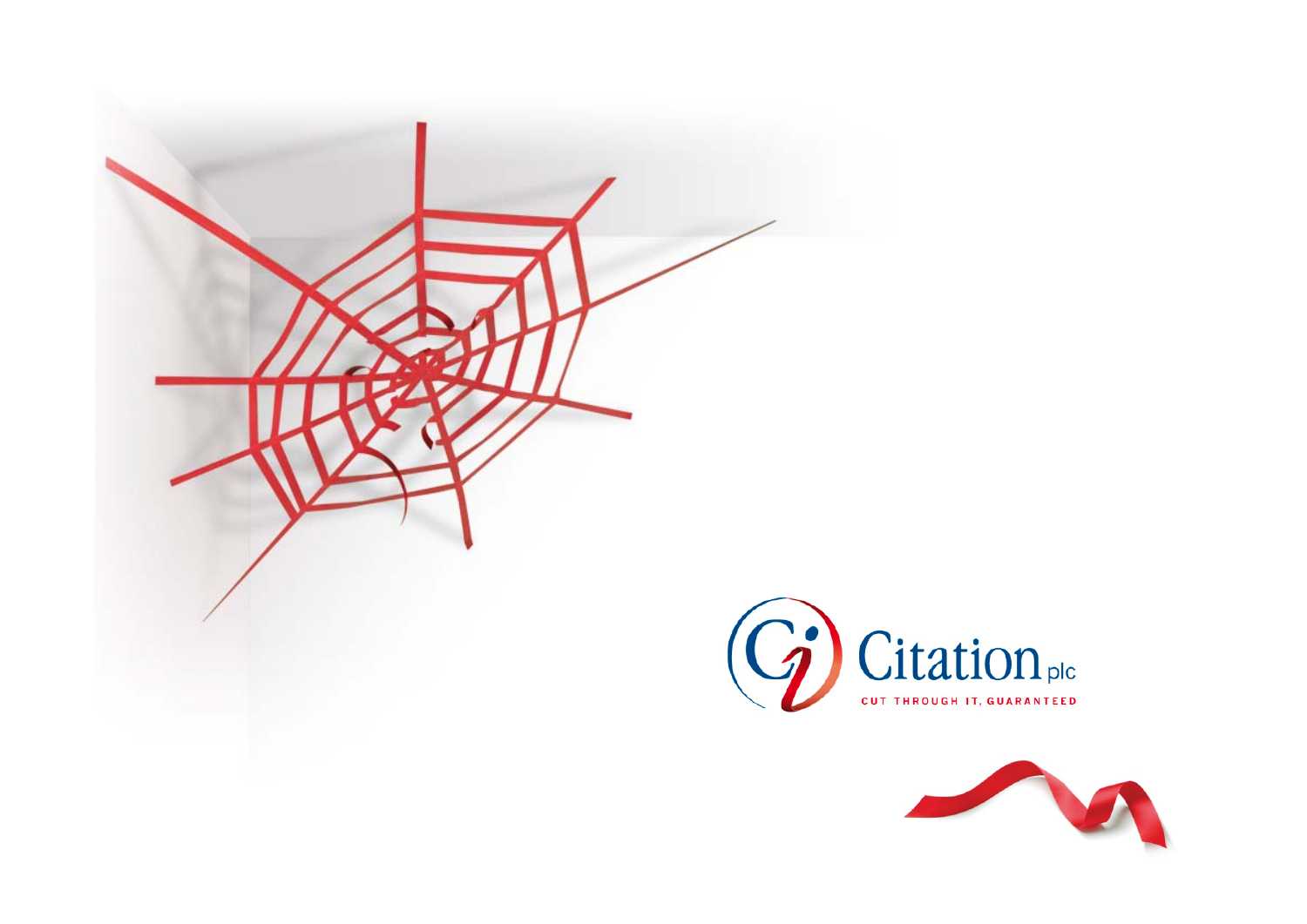Citation plc

CUT THROUGH IT, GUARANTEED